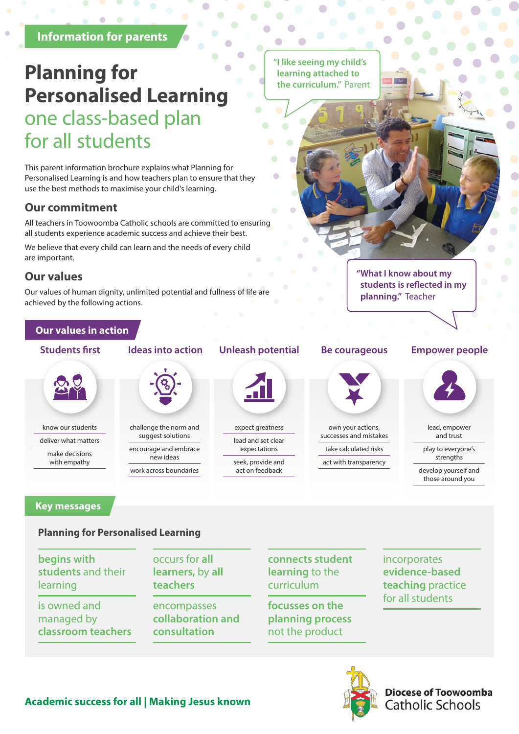Information for parents

# Planning for Personalised Learning

## one class-based plan for all students

This parent information brochure explains what Planning for Personalised Learning is and how teachers plan to ensure that they use the best methods to maximise your child's learning.

"I like seeing my child's learning attached to the curriculum." Parent

"What I know about my students is reflected in my planning." Teacher

### Our commitment

All teachers in Toowoomba Catholic schools are committed to ensuring all students experience academic success and achieve their best.

We believe that every child can learn and the needs of every child are important.

### Our values

Our values of human dignity, unlimited potential and fullness of life are achieved by the following actions.

## Our values in action

**Students first**
- know our students
- deliver what matters
- make decisions with empathy

**Ideas into action**
- challenge the norm and suggest solutions
- encourage and embrace new ideas
- work across boundaries

**Unleash potential**
- expect greatness
- lead and set clear expectations
- seek, provide and act on feedback

**Be courageous**
- own your actions, successes and mistakes
- take calculated risks
- act with transparency

**Empower people**
- lead, empower and trust
- play to everyone's strengths
- develop yourself and those around you

## Key messages

### Planning for Personalised Learning

- **begins with students** and their learning
- is owned and managed by **classroom teachers**
- occurs for **all learners**, by **all teachers**
- encompasses **collaboration and consultation**
- **connects student learning** to the curriculum
- **focusses on the planning process** not the product
- incorporates **evidence-based teaching** practice for all students

**Academic success for all | Making Jesus known**

Diocese of Toowoomba Catholic Schools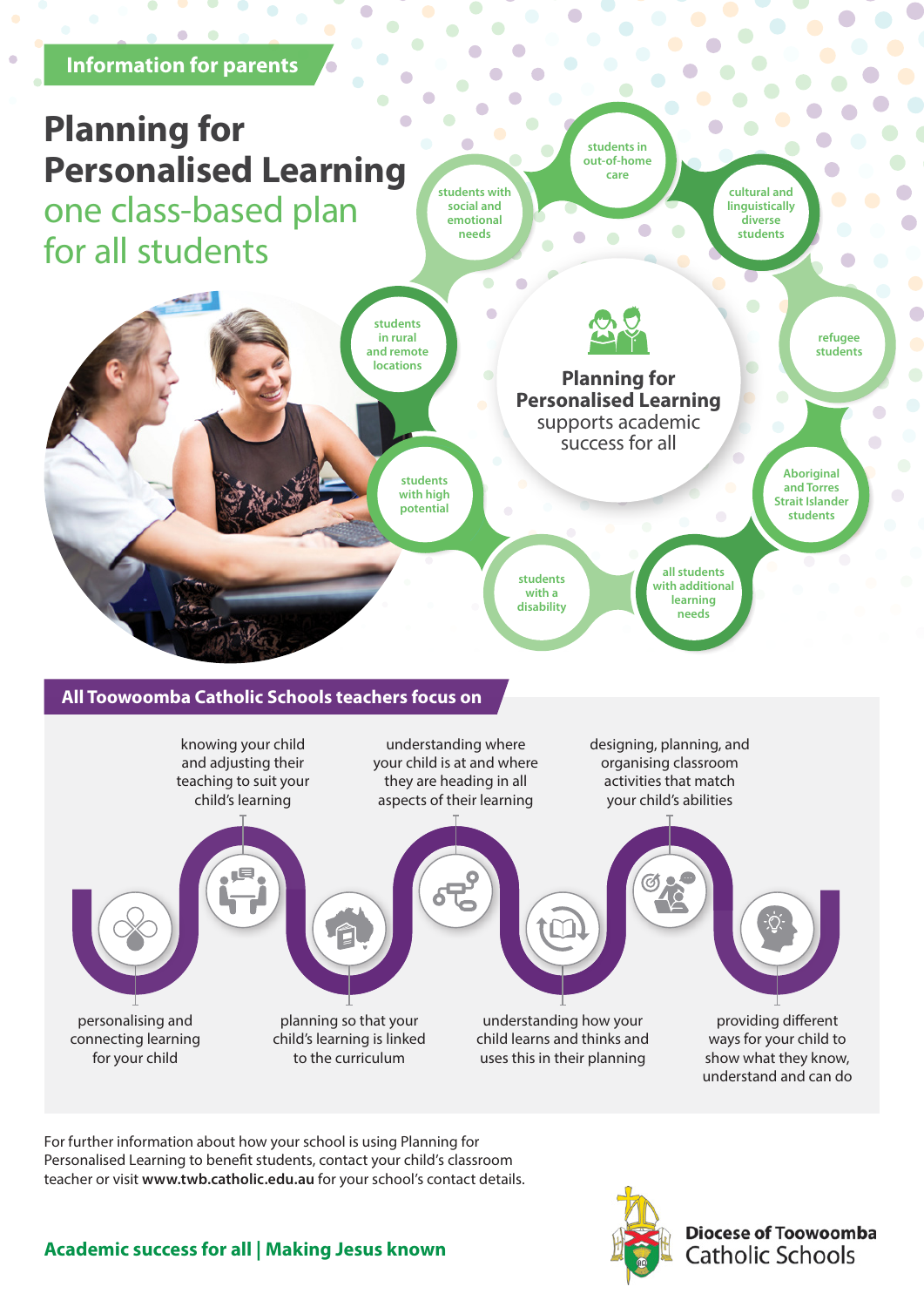Information for parents

# Planning for Personalised Learning

## one class-based plan for all students

**Planning for Personalised Learning** supports academic success for all

- students in out-of-home care
- cultural and linguistically diverse students
- refugee students
- Aboriginal and Torres Strait Islander students
- all students with additional learning needs
- students with a disability
- students with high potential
- students in rural and remote locations
- students with social and emotional needs

## All Toowoomba Catholic Schools teachers focus on

- personalising and connecting learning for your child
- knowing your child and adjusting their teaching to suit your child's learning
- planning so that your child's learning is linked to the curriculum
- understanding where your child is at and where they are heading in all aspects of their learning
- understanding how your child learns and thinks and uses this in their planning
- designing, planning, and organising classroom activities that match your child's abilities
- providing different ways for your child to show what they know, understand and can do

For further information about how your school is using Planning for Personalised Learning to benefit students, contact your child's classroom teacher or visit **www.twb.catholic.edu.au** for your school's contact details.

**Academic success for all | Making Jesus known**

**Diocese of Toowoomba** Catholic Schools